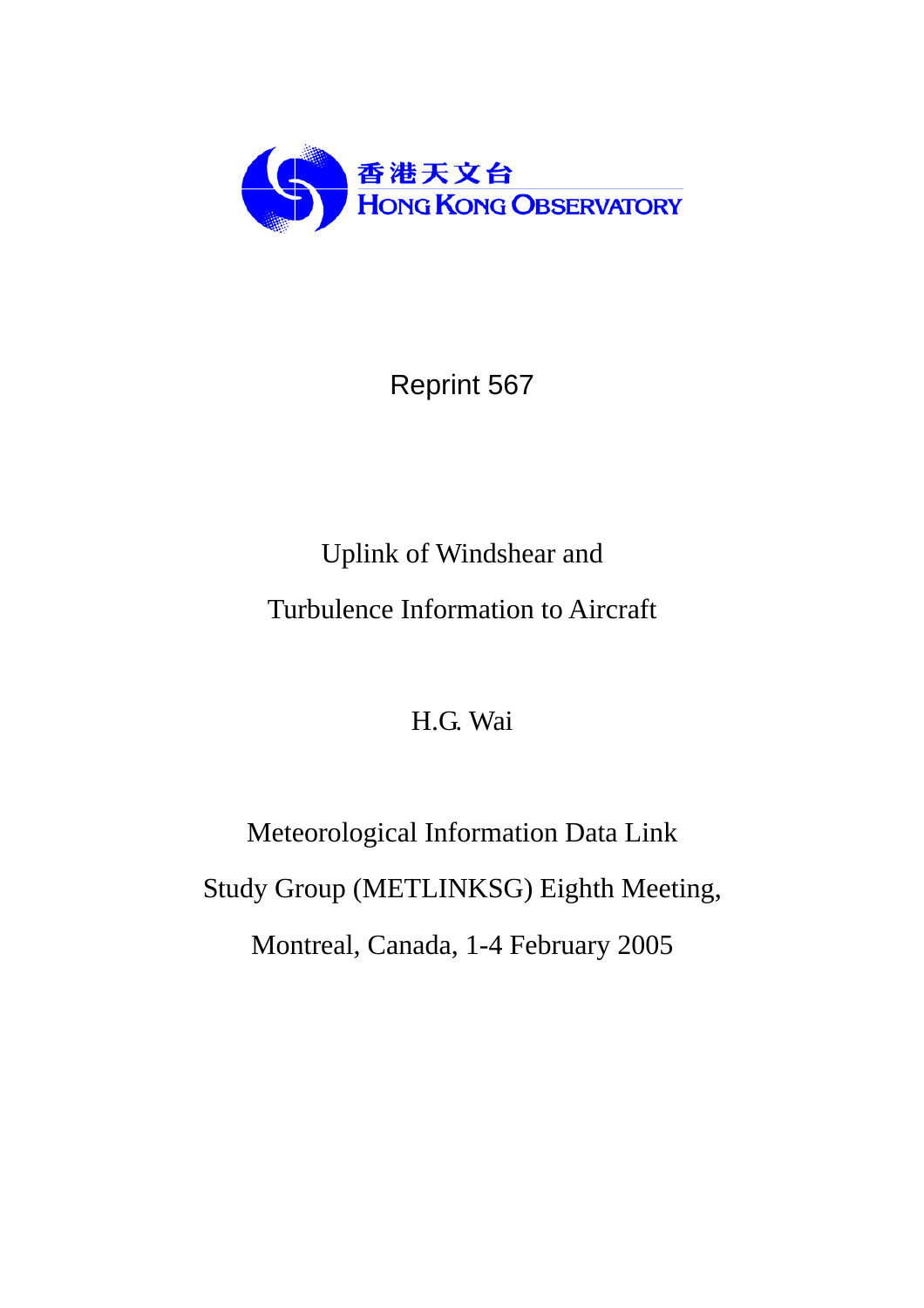香港天文台
HONG KONG OBSERVATORY

Reprint 567

# Uplink of Windshear and Turbulence Information to Aircraft

H.G. Wai

Meteorological Information Data Link Study Group (METLINKSG) Eighth Meeting, Montreal, Canada, 1-4 February 2005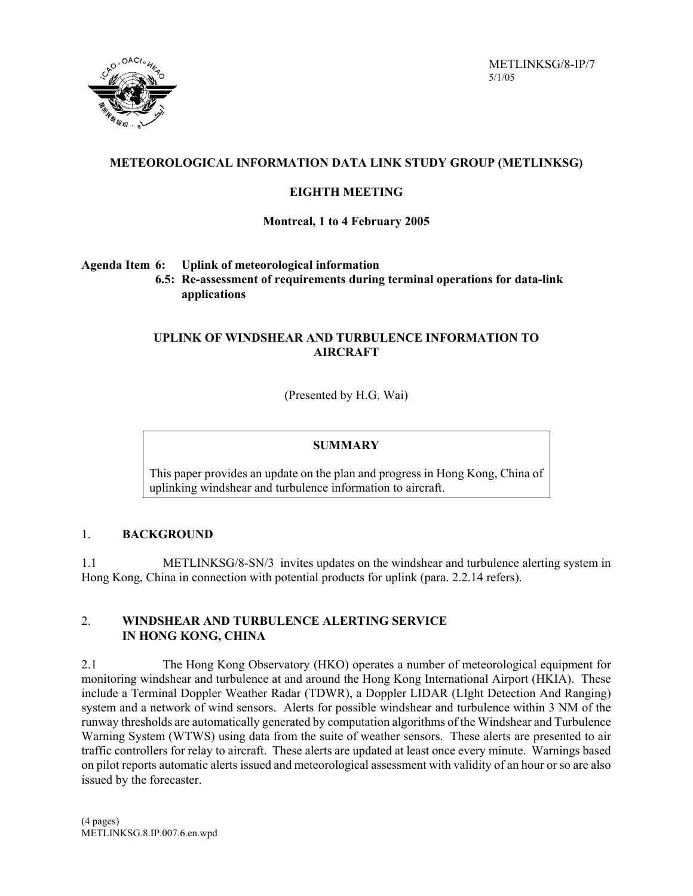METLINKSG/8-IP/7
5/1/05

**METEOROLOGICAL INFORMATION DATA LINK STUDY GROUP (METLINKSG)**

**EIGHTH MEETING**

**Montreal, 1 to 4 February 2005**

**Agenda Item 6: Uplink of meteorological information**
**6.5: Re-assessment of requirements during terminal operations for data-link applications**

**UPLINK OF WINDSHEAR AND TURBULENCE INFORMATION TO AIRCRAFT**

(Presented by H.G. Wai)

**SUMMARY**

This paper provides an update on the plan and progress in Hong Kong, China of uplinking windshear and turbulence information to aircraft.

## 1. BACKGROUND

1.1 METLINKSG/8-SN/3 invites updates on the windshear and turbulence alerting system in Hong Kong, China in connection with potential products for uplink (para. 2.2.14 refers).

## 2. WINDSHEAR AND TURBULENCE ALERTING SERVICE IN HONG KONG, CHINA

2.1 The Hong Kong Observatory (HKO) operates a number of meteorological equipment for monitoring windshear and turbulence at and around the Hong Kong International Airport (HKIA). These include a Terminal Doppler Weather Radar (TDWR), a Doppler LIDAR (LIght Detection And Ranging) system and a network of wind sensors. Alerts for possible windshear and turbulence within 3 NM of the runway thresholds are automatically generated by computation algorithms of the Windshear and Turbulence Warning System (WTWS) using data from the suite of weather sensors. These alerts are presented to air traffic controllers for relay to aircraft. These alerts are updated at least once every minute. Warnings based on pilot reports automatic alerts issued and meteorological assessment with validity of an hour or so are also issued by the forecaster.

(4 pages)
METLINKSG.8.IP.007.6.en.wpd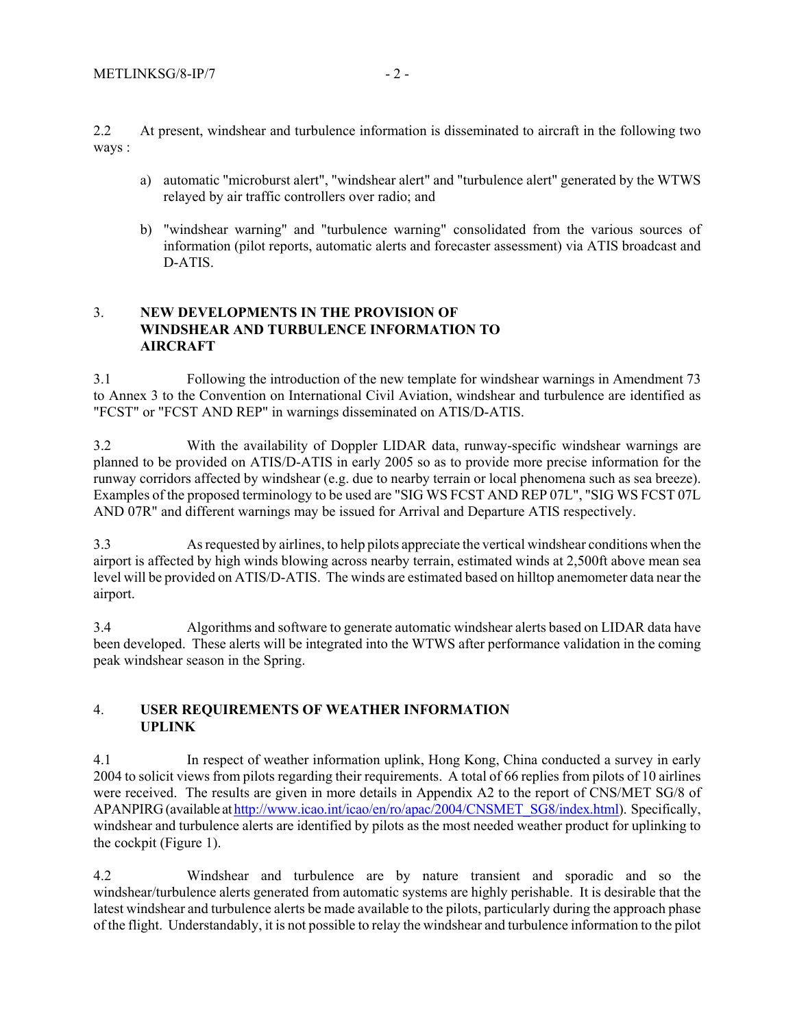2.2 At present, windshear and turbulence information is disseminated to aircraft in the following two ways :

a) automatic "microburst alert", "windshear alert" and "turbulence alert" generated by the WTWS relayed by air traffic controllers over radio; and

b) "windshear warning" and "turbulence warning" consolidated from the various sources of information (pilot reports, automatic alerts and forecaster assessment) via ATIS broadcast and D-ATIS.

## 3. NEW DEVELOPMENTS IN THE PROVISION OF WINDSHEAR AND TURBULENCE INFORMATION TO AIRCRAFT

3.1 Following the introduction of the new template for windshear warnings in Amendment 73 to Annex 3 to the Convention on International Civil Aviation, windshear and turbulence are identified as "FCST" or "FCST AND REP" in warnings disseminated on ATIS/D-ATIS.

3.2 With the availability of Doppler LIDAR data, runway-specific windshear warnings are planned to be provided on ATIS/D-ATIS in early 2005 so as to provide more precise information for the runway corridors affected by windshear (e.g. due to nearby terrain or local phenomena such as sea breeze). Examples of the proposed terminology to be used are "SIG WS FCST AND REP 07L", "SIG WS FCST 07L AND 07R" and different warnings may be issued for Arrival and Departure ATIS respectively.

3.3 As requested by airlines, to help pilots appreciate the vertical windshear conditions when the airport is affected by high winds blowing across nearby terrain, estimated winds at 2,500ft above mean sea level will be provided on ATIS/D-ATIS. The winds are estimated based on hilltop anemometer data near the airport.

3.4 Algorithms and software to generate automatic windshear alerts based on LIDAR data have been developed. These alerts will be integrated into the WTWS after performance validation in the coming peak windshear season in the Spring.

## 4. USER REQUIREMENTS OF WEATHER INFORMATION UPLINK

4.1 In respect of weather information uplink, Hong Kong, China conducted a survey in early 2004 to solicit views from pilots regarding their requirements. A total of 66 replies from pilots of 10 airlines were received. The results are given in more details in Appendix A2 to the report of CNS/MET SG/8 of APANPIRG (available at http://www.icao.int/icao/en/ro/apac/2004/CNSMET_SG8/index.html). Specifically, windshear and turbulence alerts are identified by pilots as the most needed weather product for uplinking to the cockpit (Figure 1).

4.2 Windshear and turbulence are by nature transient and sporadic and so the windshear/turbulence alerts generated from automatic systems are highly perishable. It is desirable that the latest windshear and turbulence alerts be made available to the pilots, particularly during the approach phase of the flight. Understandably, it is not possible to relay the windshear and turbulence information to the pilot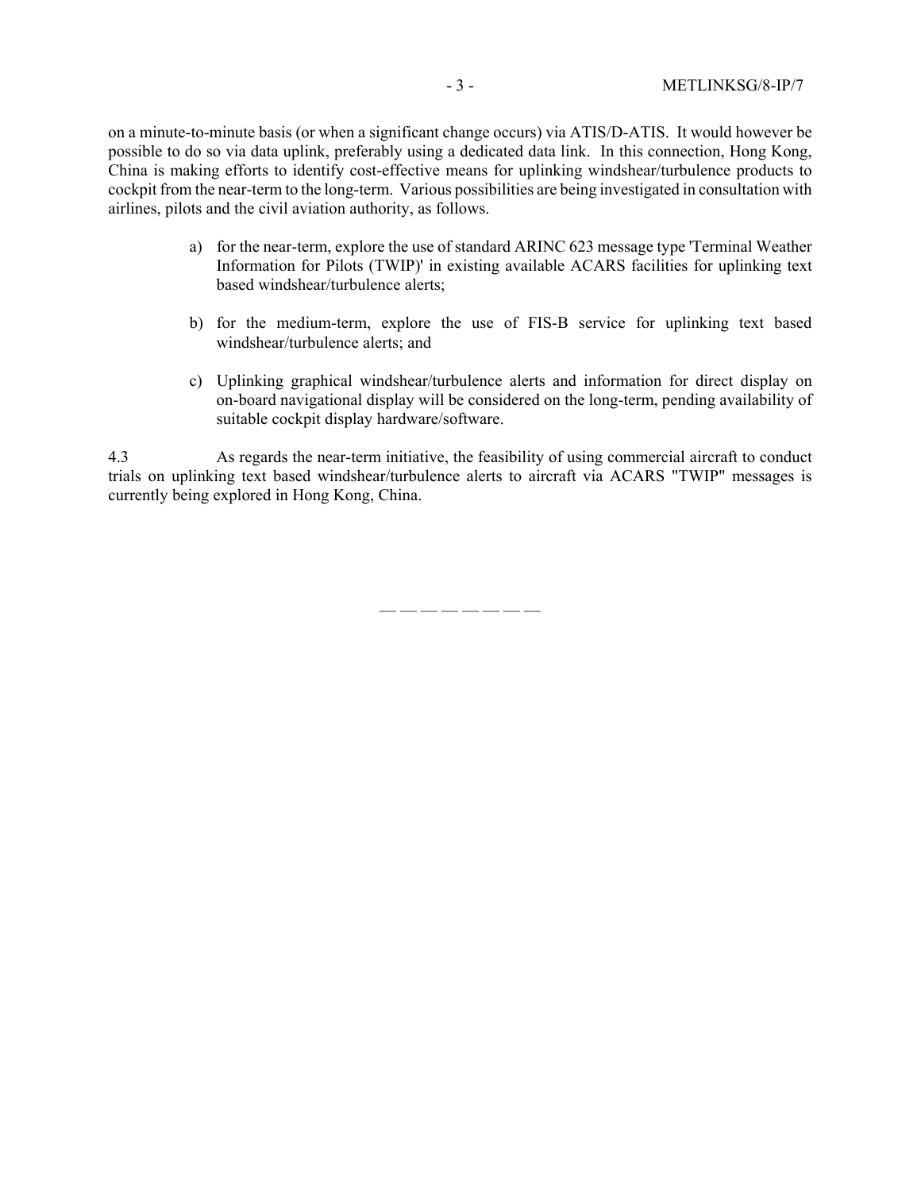on a minute-to-minute basis (or when a significant change occurs) via ATIS/D-ATIS. It would however be possible to do so via data uplink, preferably using a dedicated data link. In this connection, Hong Kong, China is making efforts to identify cost-effective means for uplinking windshear/turbulence products to cockpit from the near-term to the long-term. Various possibilities are being investigated in consultation with airlines, pilots and the civil aviation authority, as follows.

a) for the near-term, explore the use of standard ARINC 623 message type 'Terminal Weather Information for Pilots (TWIP)' in existing available ACARS facilities for uplinking text based windshear/turbulence alerts;

b) for the medium-term, explore the use of FIS-B service for uplinking text based windshear/turbulence alerts; and

c) Uplinking graphical windshear/turbulence alerts and information for direct display on on-board navigational display will be considered on the long-term, pending availability of suitable cockpit display hardware/software.

4.3 As regards the near-term initiative, the feasibility of using commercial aircraft to conduct trials on uplinking text based windshear/turbulence alerts to aircraft via ACARS "TWIP" messages is currently being explored in Hong Kong, China.

— — — — — — — —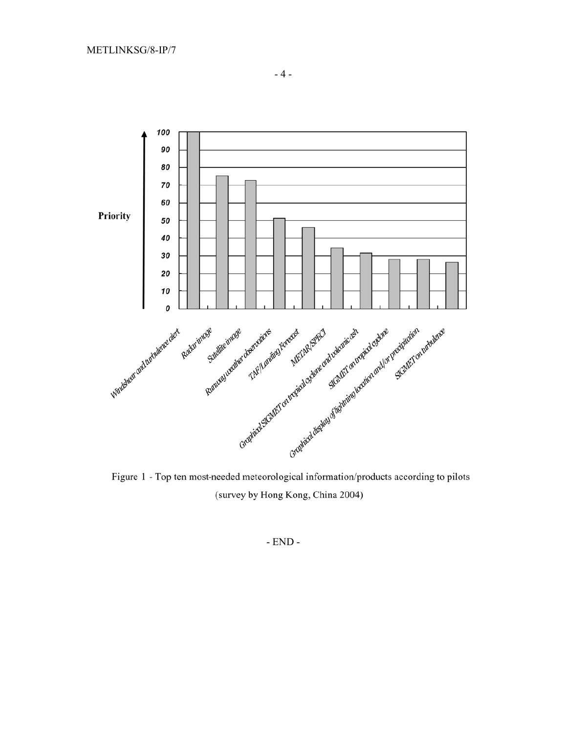Priority

100
90
80
70
60
50
40
30
20
10
0

Windshear and turbulence alert
Radar image
Satellite image
Runway weather observations
TAF/Landing Forecast
METAR/SPECI
Graphical SIGMET on tropical cyclone and volcanic ash
SIGMET on tropical cyclone
Graphical display of lightning location and/or precipitation
SIGMET on turbulence

Figure 1 - Top ten most-needed meteorological information/products according to pilots (survey by Hong Kong, China 2004)

- END -